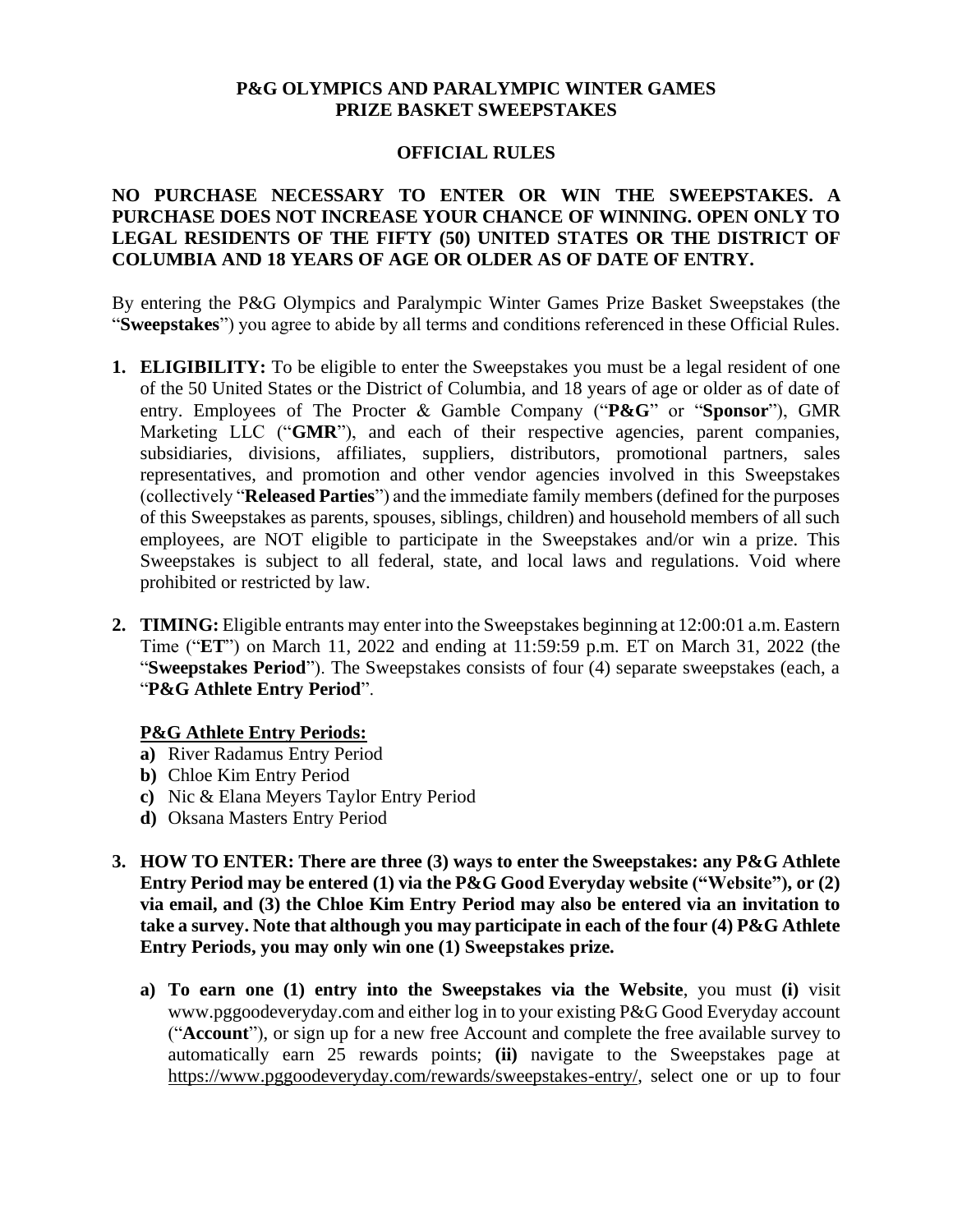# P&G OLYMPICS AND PARALYMPIC WINTER GAMES PRIZE BASKET SWEEPSTAKES

## OFFICIAL RULES

**NO PURCHASE NECESSARY TO ENTER OR WIN THE SWEEPSTAKES. A PURCHASE DOES NOT INCREASE YOUR CHANCE OF WINNING. OPEN ONLY TO LEGAL RESIDENTS OF THE FIFTY (50) UNITED STATES OR THE DISTRICT OF COLUMBIA AND 18 YEARS OF AGE OR OLDER AS OF DATE OF ENTRY.**

By entering the P&G Olympics and Paralympic Winter Games Prize Basket Sweepstakes (the "**Sweepstakes**") you agree to abide by all terms and conditions referenced in these Official Rules.

1. **ELIGIBILITY:** To be eligible to enter the Sweepstakes you must be a legal resident of one of the 50 United States or the District of Columbia, and 18 years of age or older as of date of entry. Employees of The Procter & Gamble Company ("**P&G**" or "**Sponsor**"), GMR Marketing LLC ("**GMR**"), and each of their respective agencies, parent companies, subsidiaries, divisions, affiliates, suppliers, distributors, promotional partners, sales representatives, and promotion and other vendor agencies involved in this Sweepstakes (collectively "**Released Parties**") and the immediate family members (defined for the purposes of this Sweepstakes as parents, spouses, siblings, children) and household members of all such employees, are NOT eligible to participate in the Sweepstakes and/or win a prize. This Sweepstakes is subject to all federal, state, and local laws and regulations. Void where prohibited or restricted by law.

2. **TIMING:** Eligible entrants may enter into the Sweepstakes beginning at 12:00:01 a.m. Eastern Time ("**ET**") on March 11, 2022 and ending at 11:59:59 p.m. ET on March 31, 2022 (the "**Sweepstakes Period**"). The Sweepstakes consists of four (4) separate sweepstakes (each, a "**P&G Athlete Entry Period**".

   **P&G Athlete Entry Periods:**

   a) River Radamus Entry Period
   b) Chloe Kim Entry Period
   c) Nic & Elana Meyers Taylor Entry Period
   d) Oksana Masters Entry Period

3. **HOW TO ENTER: There are three (3) ways to enter the Sweepstakes: any P&G Athlete Entry Period may be entered (1) via the P&G Good Everyday website ("Website"), or (2) via email, and (3) the Chloe Kim Entry Period may also be entered via an invitation to take a survey. Note that although you may participate in each of the four (4) P&G Athlete Entry Periods, you may only win one (1) Sweepstakes prize.**

   a) **To earn one (1) entry into the Sweepstakes via the Website**, you must **(i)** visit www.pggoodeveryday.com and either log in to your existing P&G Good Everyday account ("**Account**"), or sign up for a new free Account and complete the free available survey to automatically earn 25 rewards points; **(ii)** navigate to the Sweepstakes page at https://www.pggoodeveryday.com/rewards/sweepstakes-entry/, select one or up to four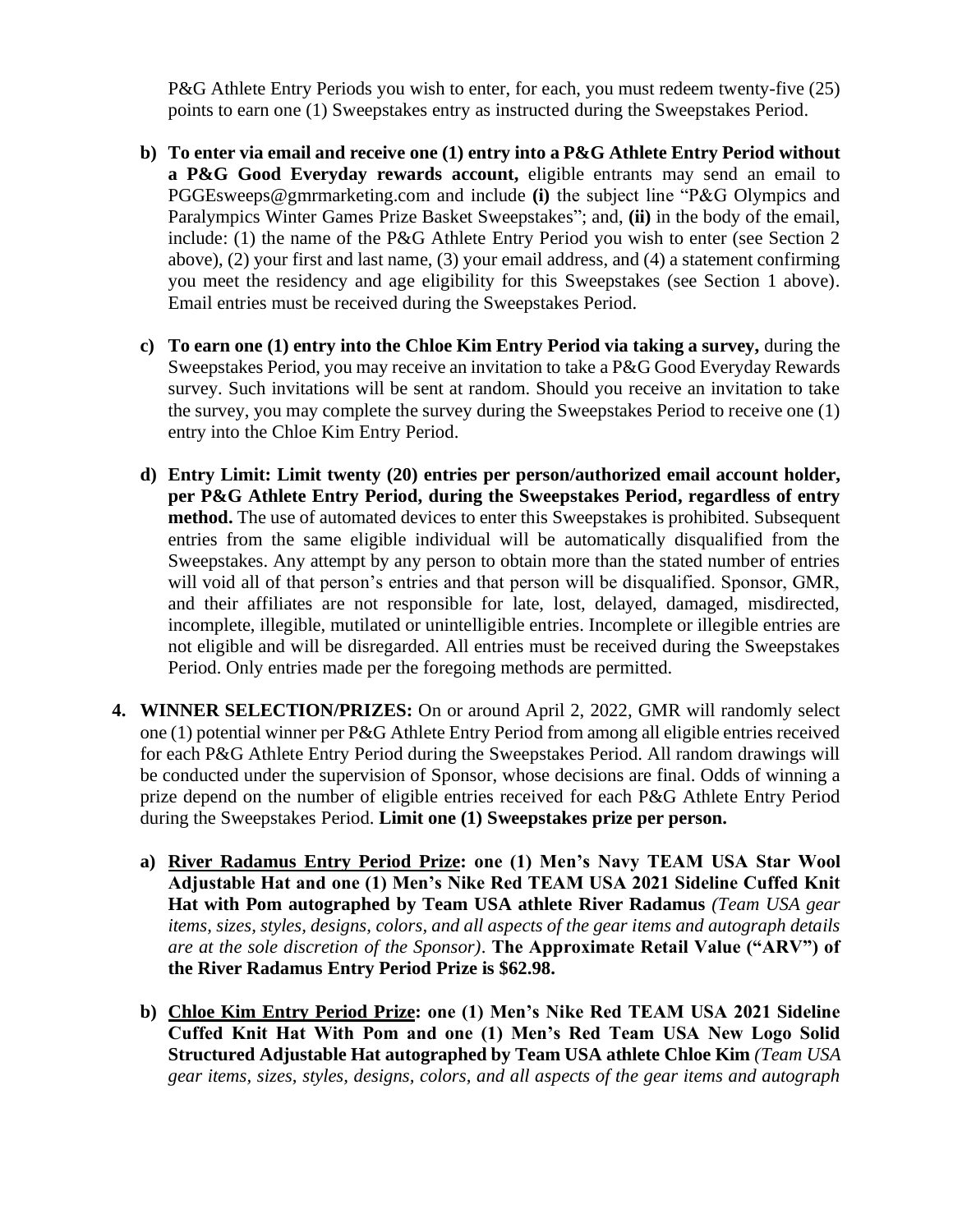P&G Athlete Entry Periods you wish to enter, for each, you must redeem twenty-five (25) points to earn one (1) Sweepstakes entry as instructed during the Sweepstakes Period.

b) **To enter via email and receive one (1) entry into a P&G Athlete Entry Period without a P&G Good Everyday rewards account,** eligible entrants may send an email to PGGEsweeps@gmrmarketing.com and include **(i)** the subject line "P&G Olympics and Paralympics Winter Games Prize Basket Sweepstakes"; and, **(ii)** in the body of the email, include: (1) the name of the P&G Athlete Entry Period you wish to enter (see Section 2 above), (2) your first and last name, (3) your email address, and (4) a statement confirming you meet the residency and age eligibility for this Sweepstakes (see Section 1 above). Email entries must be received during the Sweepstakes Period.

c) **To earn one (1) entry into the Chloe Kim Entry Period via taking a survey,** during the Sweepstakes Period, you may receive an invitation to take a P&G Good Everyday Rewards survey. Such invitations will be sent at random. Should you receive an invitation to take the survey, you may complete the survey during the Sweepstakes Period to receive one (1) entry into the Chloe Kim Entry Period.

d) **Entry Limit: Limit twenty (20) entries per person/authorized email account holder, per P&G Athlete Entry Period, during the Sweepstakes Period, regardless of entry method.** The use of automated devices to enter this Sweepstakes is prohibited. Subsequent entries from the same eligible individual will be automatically disqualified from the Sweepstakes. Any attempt by any person to obtain more than the stated number of entries will void all of that person's entries and that person will be disqualified. Sponsor, GMR, and their affiliates are not responsible for late, lost, delayed, damaged, misdirected, incomplete, illegible, mutilated or unintelligible entries. Incomplete or illegible entries are not eligible and will be disregarded. All entries must be received during the Sweepstakes Period. Only entries made per the foregoing methods are permitted.

4. **WINNER SELECTION/PRIZES:** On or around April 2, 2022, GMR will randomly select one (1) potential winner per P&G Athlete Entry Period from among all eligible entries received for each P&G Athlete Entry Period during the Sweepstakes Period. All random drawings will be conducted under the supervision of Sponsor, whose decisions are final. Odds of winning a prize depend on the number of eligible entries received for each P&G Athlete Entry Period during the Sweepstakes Period. **Limit one (1) Sweepstakes prize per person.**

   a) **<u>River Radamus Entry Period Prize</u>: one (1) Men's Navy TEAM USA Star Wool Adjustable Hat and one (1) Men's Nike Red TEAM USA 2021 Sideline Cuffed Knit Hat with Pom autographed by Team USA athlete River Radamus** *(Team USA gear items, sizes, styles, designs, colors, and all aspects of the gear items and autograph details are at the sole discretion of the Sponsor)*. **The Approximate Retail Value ("ARV") of the River Radamus Entry Period Prize is $62.98.**

   b) **<u>Chloe Kim Entry Period Prize</u>: one (1) Men's Nike Red TEAM USA 2021 Sideline Cuffed Knit Hat With Pom and one (1) Men's Red Team USA New Logo Solid Structured Adjustable Hat autographed by Team USA athlete Chloe Kim** *(Team USA gear items, sizes, styles, designs, colors, and all aspects of the gear items and autograph*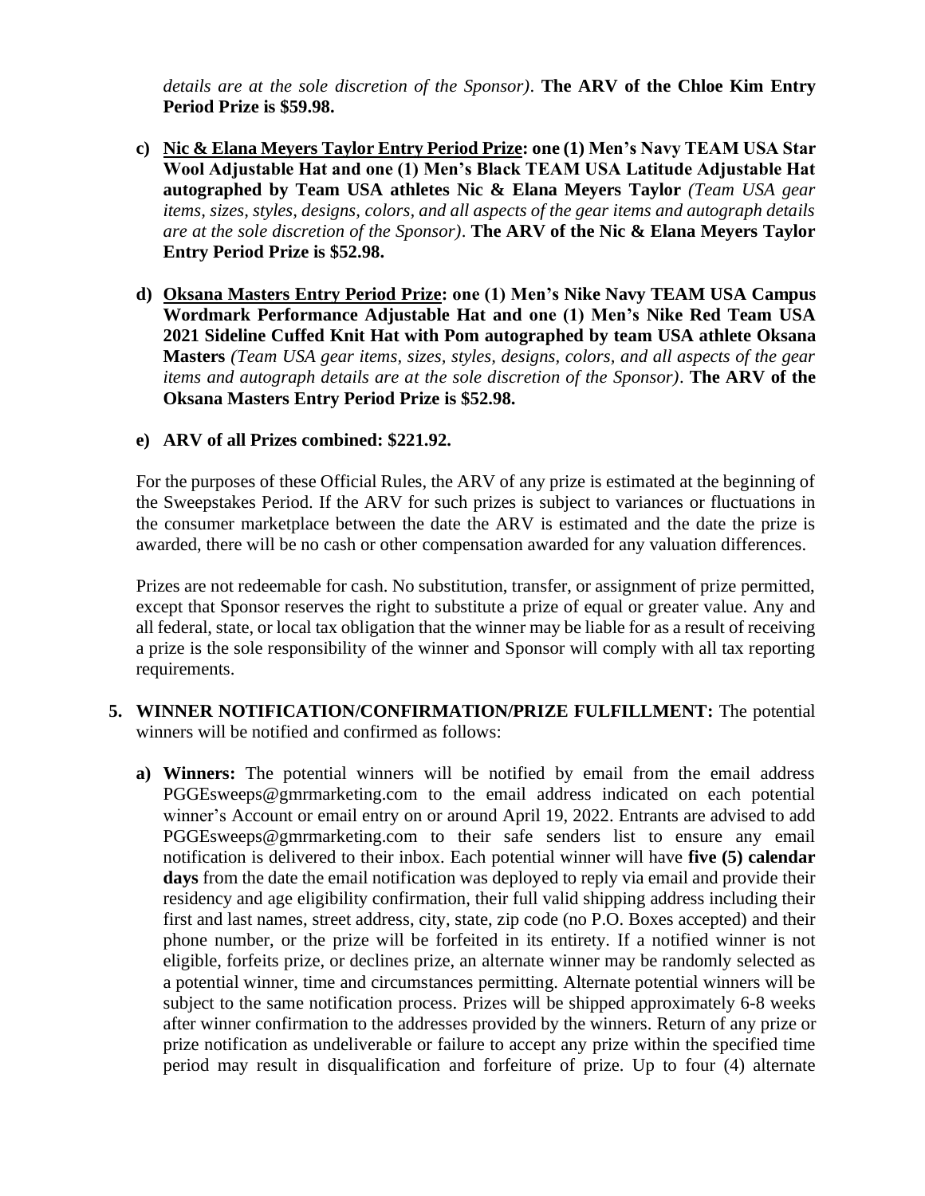*details are at the sole discretion of the Sponsor)*. **The ARV of the Chloe Kim Entry Period Prize is $59.98.**

c) **Nic & Elana Meyers Taylor Entry Period Prize: one (1) Men's Navy TEAM USA Star Wool Adjustable Hat and one (1) Men's Black TEAM USA Latitude Adjustable Hat autographed by Team USA athletes Nic & Elana Meyers Taylor** *(Team USA gear items, sizes, styles, designs, colors, and all aspects of the gear items and autograph details are at the sole discretion of the Sponsor)*. **The ARV of the Nic & Elana Meyers Taylor Entry Period Prize is $52.98.**

d) **Oksana Masters Entry Period Prize: one (1) Men's Nike Navy TEAM USA Campus Wordmark Performance Adjustable Hat and one (1) Men's Nike Red Team USA 2021 Sideline Cuffed Knit Hat with Pom autographed by team USA athlete Oksana Masters** *(Team USA gear items, sizes, styles, designs, colors, and all aspects of the gear items and autograph details are at the sole discretion of the Sponsor)*. **The ARV of the Oksana Masters Entry Period Prize is $52.98.**

e) **ARV of all Prizes combined: $221.92.**

For the purposes of these Official Rules, the ARV of any prize is estimated at the beginning of the Sweepstakes Period. If the ARV for such prizes is subject to variances or fluctuations in the consumer marketplace between the date the ARV is estimated and the date the prize is awarded, there will be no cash or other compensation awarded for any valuation differences.

Prizes are not redeemable for cash. No substitution, transfer, or assignment of prize permitted, except that Sponsor reserves the right to substitute a prize of equal or greater value. Any and all federal, state, or local tax obligation that the winner may be liable for as a result of receiving a prize is the sole responsibility of the winner and Sponsor will comply with all tax reporting requirements.

5. **WINNER NOTIFICATION/CONFIRMATION/PRIZE FULFILLMENT:** The potential winners will be notified and confirmed as follows:

   a) **Winners:** The potential winners will be notified by email from the email address PGGEsweeps@gmrmarketing.com to the email address indicated on each potential winner's Account or email entry on or around April 19, 2022. Entrants are advised to add PGGEsweeps@gmrmarketing.com to their safe senders list to ensure any email notification is delivered to their inbox. Each potential winner will have **five (5) calendar days** from the date the email notification was deployed to reply via email and provide their residency and age eligibility confirmation, their full valid shipping address including their first and last names, street address, city, state, zip code (no P.O. Boxes accepted) and their phone number, or the prize will be forfeited in its entirety. If a notified winner is not eligible, forfeits prize, or declines prize, an alternate winner may be randomly selected as a potential winner, time and circumstances permitting. Alternate potential winners will be subject to the same notification process. Prizes will be shipped approximately 6-8 weeks after winner confirmation to the addresses provided by the winners. Return of any prize or prize notification as undeliverable or failure to accept any prize within the specified time period may result in disqualification and forfeiture of prize. Up to four (4) alternate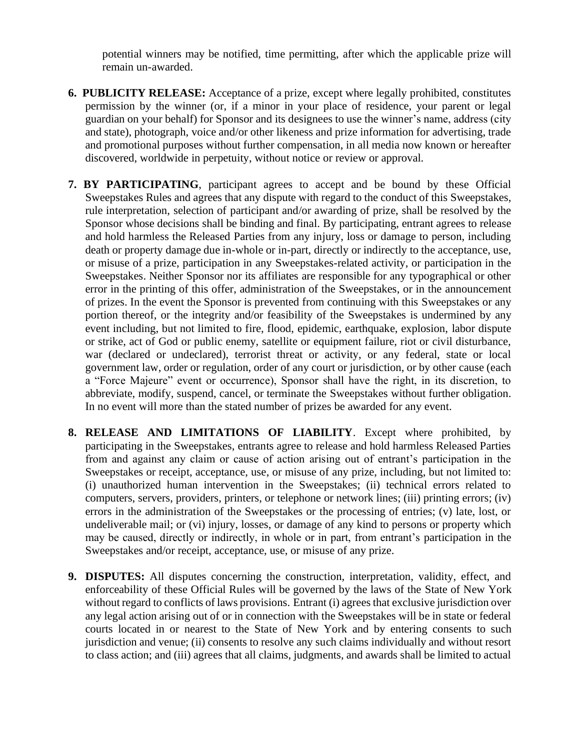potential winners may be notified, time permitting, after which the applicable prize will remain un-awarded.

6. **PUBLICITY RELEASE:** Acceptance of a prize, except where legally prohibited, constitutes permission by the winner (or, if a minor in your place of residence, your parent or legal guardian on your behalf) for Sponsor and its designees to use the winner's name, address (city and state), photograph, voice and/or other likeness and prize information for advertising, trade and promotional purposes without further compensation, in all media now known or hereafter discovered, worldwide in perpetuity, without notice or review or approval.

7. **BY PARTICIPATING**, participant agrees to accept and be bound by these Official Sweepstakes Rules and agrees that any dispute with regard to the conduct of this Sweepstakes, rule interpretation, selection of participant and/or awarding of prize, shall be resolved by the Sponsor whose decisions shall be binding and final. By participating, entrant agrees to release and hold harmless the Released Parties from any injury, loss or damage to person, including death or property damage due in-whole or in-part, directly or indirectly to the acceptance, use, or misuse of a prize, participation in any Sweepstakes-related activity, or participation in the Sweepstakes. Neither Sponsor nor its affiliates are responsible for any typographical or other error in the printing of this offer, administration of the Sweepstakes, or in the announcement of prizes. In the event the Sponsor is prevented from continuing with this Sweepstakes or any portion thereof, or the integrity and/or feasibility of the Sweepstakes is undermined by any event including, but not limited to fire, flood, epidemic, earthquake, explosion, labor dispute or strike, act of God or public enemy, satellite or equipment failure, riot or civil disturbance, war (declared or undeclared), terrorist threat or activity, or any federal, state or local government law, order or regulation, order of any court or jurisdiction, or by other cause (each a "Force Majeure" event or occurrence), Sponsor shall have the right, in its discretion, to abbreviate, modify, suspend, cancel, or terminate the Sweepstakes without further obligation. In no event will more than the stated number of prizes be awarded for any event.

8. **RELEASE AND LIMITATIONS OF LIABILITY**. Except where prohibited, by participating in the Sweepstakes, entrants agree to release and hold harmless Released Parties from and against any claim or cause of action arising out of entrant's participation in the Sweepstakes or receipt, acceptance, use, or misuse of any prize, including, but not limited to: (i) unauthorized human intervention in the Sweepstakes; (ii) technical errors related to computers, servers, providers, printers, or telephone or network lines; (iii) printing errors; (iv) errors in the administration of the Sweepstakes or the processing of entries; (v) late, lost, or undeliverable mail; or (vi) injury, losses, or damage of any kind to persons or property which may be caused, directly or indirectly, in whole or in part, from entrant's participation in the Sweepstakes and/or receipt, acceptance, use, or misuse of any prize.

9. **DISPUTES:** All disputes concerning the construction, interpretation, validity, effect, and enforceability of these Official Rules will be governed by the laws of the State of New York without regard to conflicts of laws provisions. Entrant (i) agrees that exclusive jurisdiction over any legal action arising out of or in connection with the Sweepstakes will be in state or federal courts located in or nearest to the State of New York and by entering consents to such jurisdiction and venue; (ii) consents to resolve any such claims individually and without resort to class action; and (iii) agrees that all claims, judgments, and awards shall be limited to actual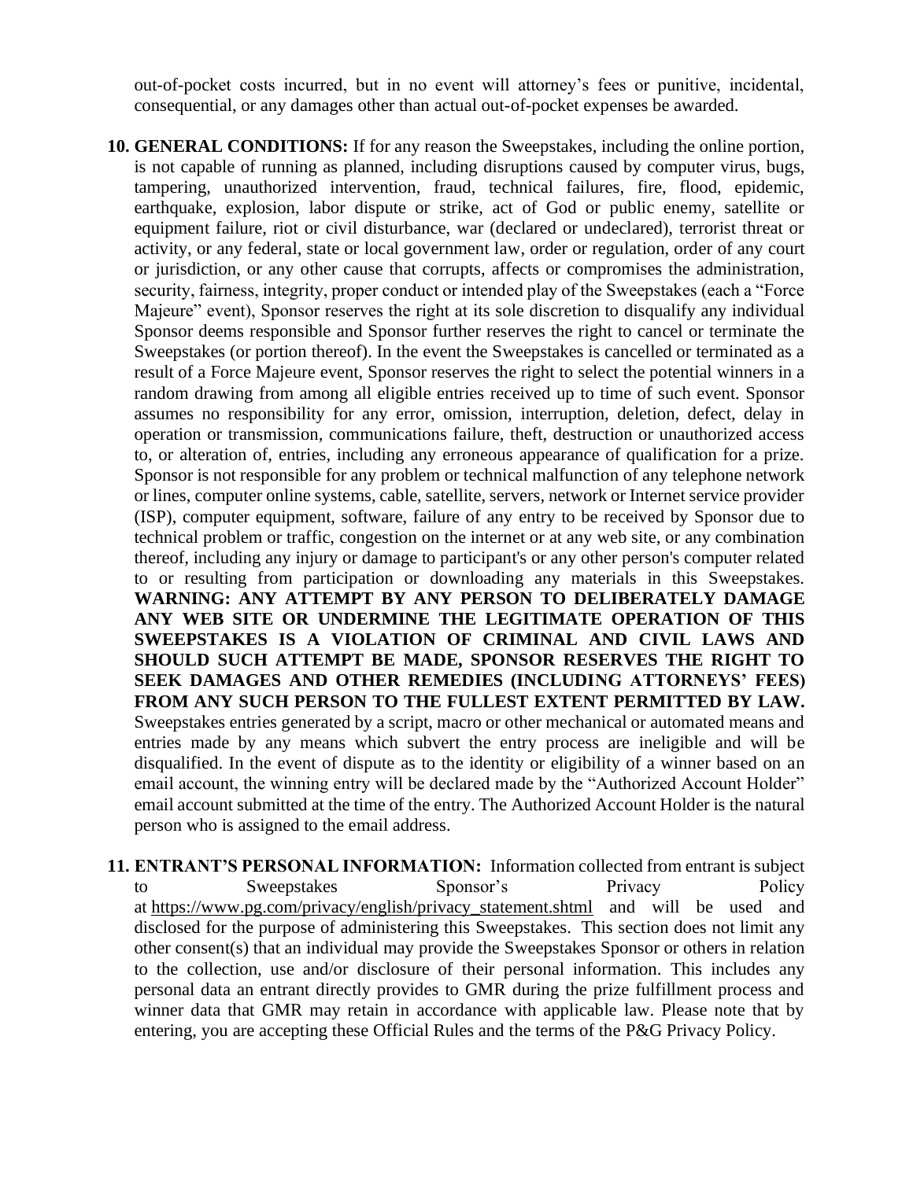out-of-pocket costs incurred, but in no event will attorney's fees or punitive, incidental, consequential, or any damages other than actual out-of-pocket expenses be awarded.

10. **GENERAL CONDITIONS:** If for any reason the Sweepstakes, including the online portion, is not capable of running as planned, including disruptions caused by computer virus, bugs, tampering, unauthorized intervention, fraud, technical failures, fire, flood, epidemic, earthquake, explosion, labor dispute or strike, act of God or public enemy, satellite or equipment failure, riot or civil disturbance, war (declared or undeclared), terrorist threat or activity, or any federal, state or local government law, order or regulation, order of any court or jurisdiction, or any other cause that corrupts, affects or compromises the administration, security, fairness, integrity, proper conduct or intended play of the Sweepstakes (each a "Force Majeure" event), Sponsor reserves the right at its sole discretion to disqualify any individual Sponsor deems responsible and Sponsor further reserves the right to cancel or terminate the Sweepstakes (or portion thereof). In the event the Sweepstakes is cancelled or terminated as a result of a Force Majeure event, Sponsor reserves the right to select the potential winners in a random drawing from among all eligible entries received up to time of such event. Sponsor assumes no responsibility for any error, omission, interruption, deletion, defect, delay in operation or transmission, communications failure, theft, destruction or unauthorized access to, or alteration of, entries, including any erroneous appearance of qualification for a prize. Sponsor is not responsible for any problem or technical malfunction of any telephone network or lines, computer online systems, cable, satellite, servers, network or Internet service provider (ISP), computer equipment, software, failure of any entry to be received by Sponsor due to technical problem or traffic, congestion on the internet or at any web site, or any combination thereof, including any injury or damage to participant's or any other person's computer related to or resulting from participation or downloading any materials in this Sweepstakes. **WARNING: ANY ATTEMPT BY ANY PERSON TO DELIBERATELY DAMAGE ANY WEB SITE OR UNDERMINE THE LEGITIMATE OPERATION OF THIS SWEEPSTAKES IS A VIOLATION OF CRIMINAL AND CIVIL LAWS AND SHOULD SUCH ATTEMPT BE MADE, SPONSOR RESERVES THE RIGHT TO SEEK DAMAGES AND OTHER REMEDIES (INCLUDING ATTORNEYS' FEES) FROM ANY SUCH PERSON TO THE FULLEST EXTENT PERMITTED BY LAW.** Sweepstakes entries generated by a script, macro or other mechanical or automated means and entries made by any means which subvert the entry process are ineligible and will be disqualified. In the event of dispute as to the identity or eligibility of a winner based on an email account, the winning entry will be declared made by the "Authorized Account Holder" email account submitted at the time of the entry. The Authorized Account Holder is the natural person who is assigned to the email address.

11. **ENTRANT'S PERSONAL INFORMATION:** Information collected from entrant is subject to Sweepstakes Sponsor's Privacy Policy at https://www.pg.com/privacy/english/privacy_statement.shtml and will be used and disclosed for the purpose of administering this Sweepstakes. This section does not limit any other consent(s) that an individual may provide the Sweepstakes Sponsor or others in relation to the collection, use and/or disclosure of their personal information. This includes any personal data an entrant directly provides to GMR during the prize fulfillment process and winner data that GMR may retain in accordance with applicable law. Please note that by entering, you are accepting these Official Rules and the terms of the P&G Privacy Policy.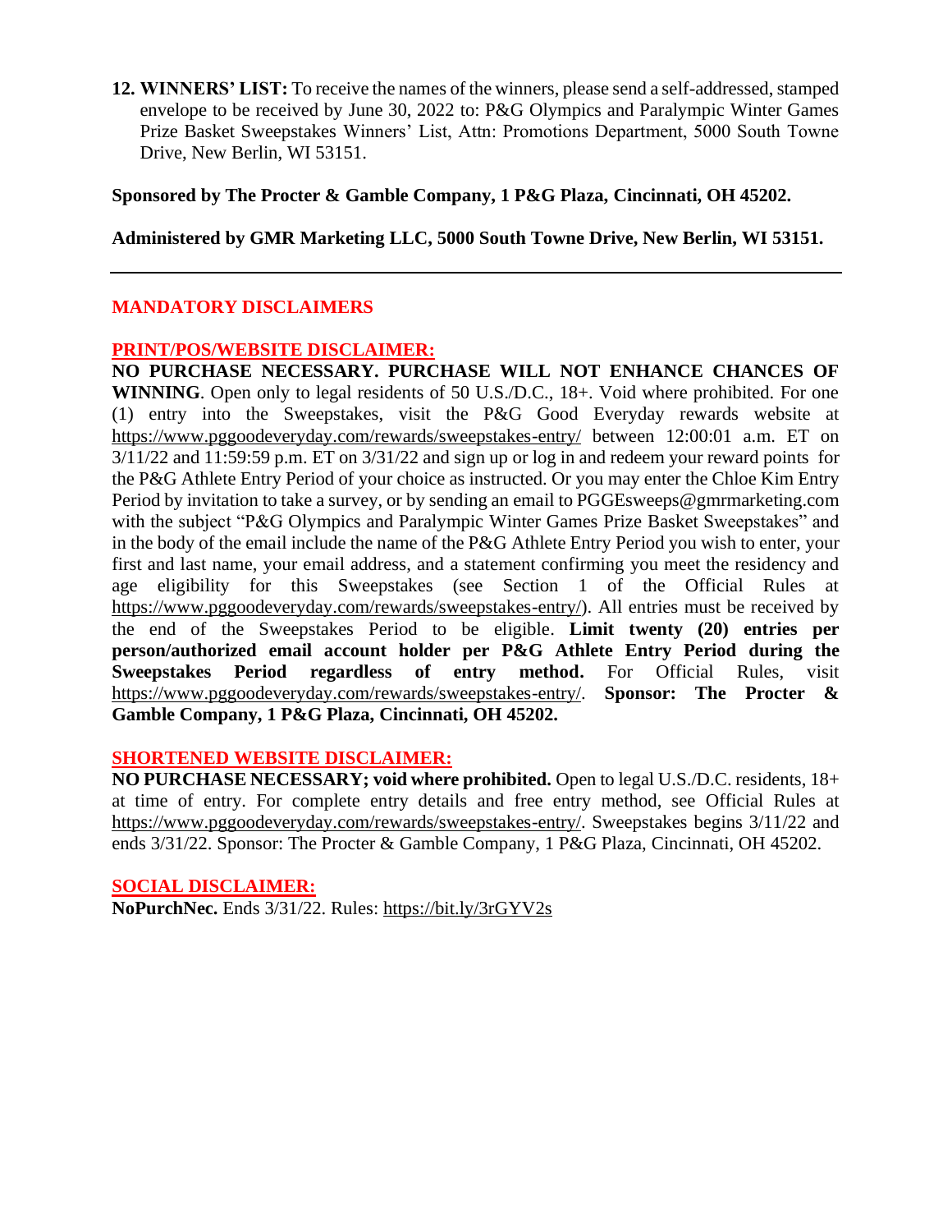**12. WINNERS' LIST:** To receive the names of the winners, please send a self-addressed, stamped envelope to be received by June 30, 2022 to: P&G Olympics and Paralympic Winter Games Prize Basket Sweepstakes Winners' List, Attn: Promotions Department, 5000 South Towne Drive, New Berlin, WI 53151.

**Sponsored by The Procter & Gamble Company, 1 P&G Plaza, Cincinnati, OH 45202.**

**Administered by GMR Marketing LLC, 5000 South Towne Drive, New Berlin, WI 53151.**

---

## MANDATORY DISCLAIMERS

### PRINT/POS/WEBSITE DISCLAIMER:

**NO PURCHASE NECESSARY. PURCHASE WILL NOT ENHANCE CHANCES OF WINNING**. Open only to legal residents of 50 U.S./D.C., 18+. Void where prohibited. For one (1) entry into the Sweepstakes, visit the P&G Good Everyday rewards website at https://www.pggoodeveryday.com/rewards/sweepstakes-entry/ between 12:00:01 a.m. ET on 3/11/22 and 11:59:59 p.m. ET on 3/31/22 and sign up or log in and redeem your reward points for the P&G Athlete Entry Period of your choice as instructed. Or you may enter the Chloe Kim Entry Period by invitation to take a survey, or by sending an email to PGGEsweeps@gmrmarketing.com with the subject "P&G Olympics and Paralympic Winter Games Prize Basket Sweepstakes" and in the body of the email include the name of the P&G Athlete Entry Period you wish to enter, your first and last name, your email address, and a statement confirming you meet the residency and age eligibility for this Sweepstakes (see Section 1 of the Official Rules at https://www.pggoodeveryday.com/rewards/sweepstakes-entry/). All entries must be received by the end of the Sweepstakes Period to be eligible. **Limit twenty (20) entries per person/authorized email account holder per P&G Athlete Entry Period during the Sweepstakes Period regardless of entry method.** For Official Rules, visit https://www.pggoodeveryday.com/rewards/sweepstakes-entry/. **Sponsor: The Procter & Gamble Company, 1 P&G Plaza, Cincinnati, OH 45202.**

### SHORTENED WEBSITE DISCLAIMER:

**NO PURCHASE NECESSARY; void where prohibited.** Open to legal U.S./D.C. residents, 18+ at time of entry. For complete entry details and free entry method, see Official Rules at https://www.pggoodeveryday.com/rewards/sweepstakes-entry/. Sweepstakes begins 3/11/22 and ends 3/31/22. Sponsor: The Procter & Gamble Company, 1 P&G Plaza, Cincinnati, OH 45202.

### SOCIAL DISCLAIMER:

**NoPurchNec.** Ends 3/31/22. Rules: https://bit.ly/3rGYV2s